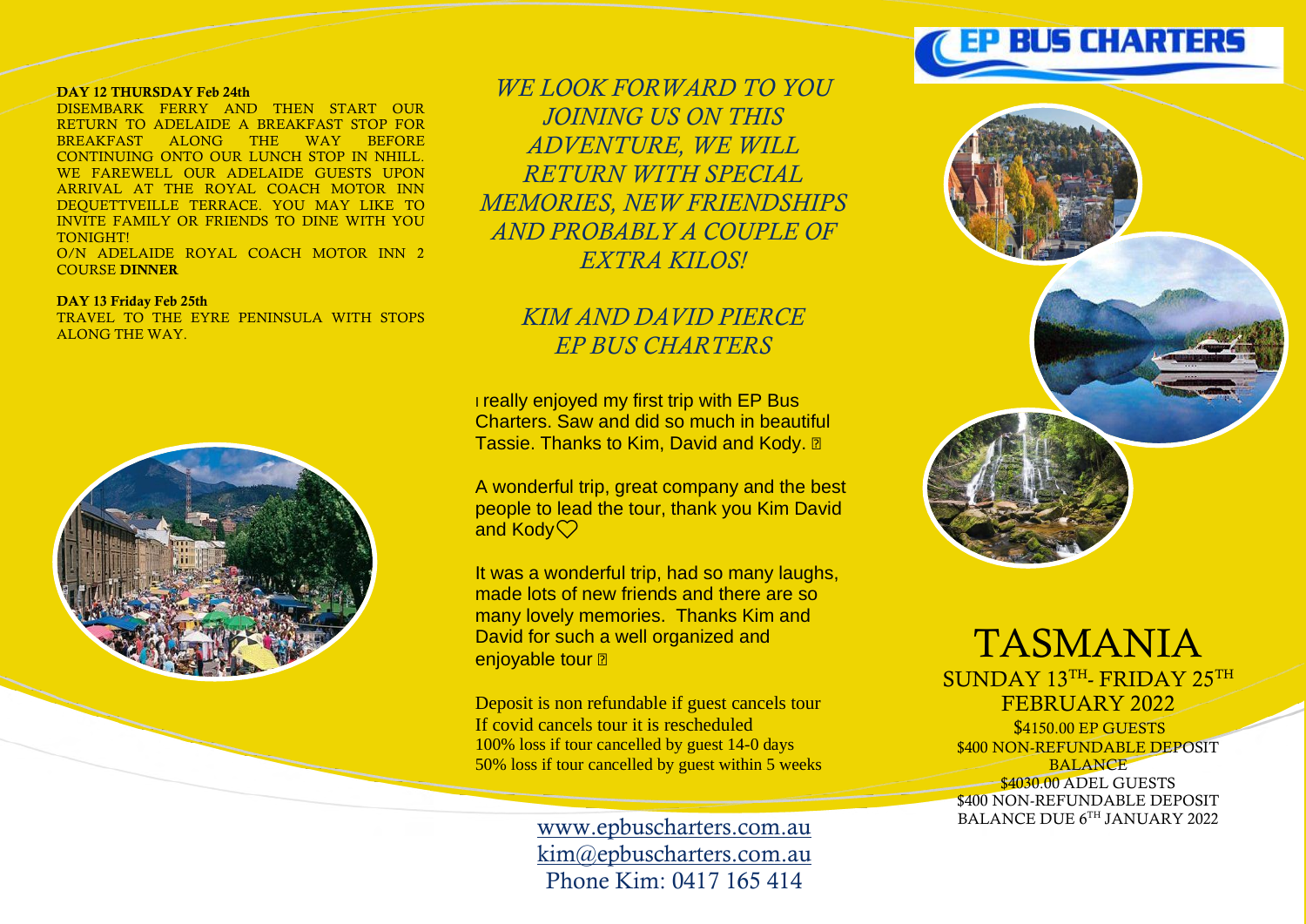**DAY 12 THURSDAY Feb 24th**

DISEMBARK FERRY AND THEN START OUR RETURN TO ADELAIDE A BREAKFAST STOP FOR BREAKFAST ALONG THE WAY BEFORE CONTINUING ONTO OUR LUNCH STOP IN NHILL. WE FAREWELL OUR ADELAIDE GUESTS UPON ARRIVAL AT THE ROYAL COACH MOTOR INN DEQUETTVEILLE TERRACE. YOU MAY LIKE TO INVITE FAMILY OR FRIENDS TO DINE WITH YOU TONIGHT!

O/N ADELAIDE ROYAL COACH MOTOR INN 2 COURSE **DINNER**

**DAY 13 Friday Feb 25th**

TRAVEL TO THE EYRE PENINSULA WITH STOPS ALONG THE WAY.

*WE LOOK FORWARD TO YOU JOINING US ON THIS ADVENTURE, WE WILL RETURN WITH SPECIAL MEMORIES, NEW FRIENDSHIPS AND PROBABLY A COUPLE OF EXTRA KILOS!*

*KIM AND DAVID PIERCE*
*EP BUS CHARTERS*

I really enjoyed my first trip with EP Bus Charters. Saw and did so much in beautiful Tassie. Thanks to Kim, David and Kody.

A wonderful trip, great company and the best people to lead the tour, thank you Kim David and Kody♡

It was a wonderful trip, had so many laughs, made lots of new friends and there are so many lovely memories. Thanks Kim and David for such a well organized and enjoyable tour

Deposit is non refundable if guest cancels tour
If covid cancels tour it is rescheduled
100% loss if tour cancelled by guest 14-0 days
50% loss if tour cancelled by guest within 5 weeks

www.epbuscharters.com.au
kim@epbuscharters.com.au
Phone Kim: 0417 165 414

EP BUS CHARTERS

# TASMANIA

SUNDAY 13TH- FRIDAY 25TH FEBRUARY 2022

$4150.00 EP GUESTS
$400 NON-REFUNDABLE DEPOSIT
BALANCE
$4030.00 ADEL GUESTS
$400 NON-REFUNDABLE DEPOSIT
BALANCE DUE 6TH JANUARY 2022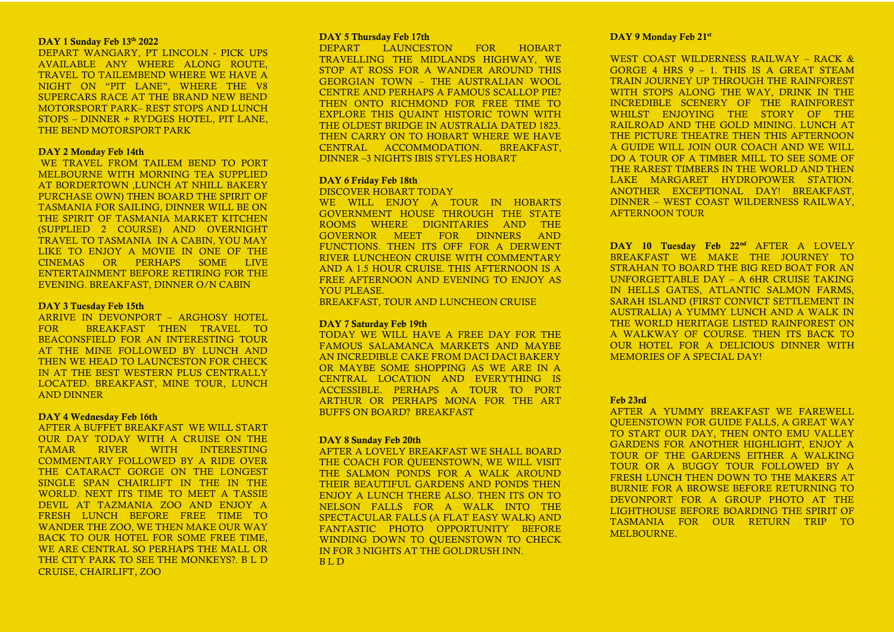### DAY 1 Sunday Feb 13th 2022

DEPART WANGARY, PT LINCOLN - PICK UPS AVAILABLE ANY WHERE ALONG ROUTE, TRAVEL TO TAILEMBEND WHERE WE HAVE A NIGHT ON "PIT LANE", WHERE THE V8 SUPERCARS RACE AT THE BRAND NEW BEND MOTORSPORT PARK– REST STOPS AND LUNCH STOPS – DINNER + RYDGES HOTEL, PIT LANE, THE BEND MOTORSPORT PARK

### DAY 2 Monday Feb 14th

WE TRAVEL FROM TAILEM BEND TO PORT MELBOURNE WITH MORNING TEA SUPPLIED AT BORDERTOWN ,LUNCH AT NHILL BAKERY PURCHASE OWN) THEN BOARD THE SPIRIT OF TASMANIA FOR SAILING, DINNER WILL BE ON THE SPIRIT OF TASMANIA MARKET KITCHEN (SUPPLIED 2 COURSE) AND OVERNIGHT TRAVEL TO TASMANIA IN A CABIN, YOU MAY LIKE TO ENJOY A MOVIE IN ONE OF THE CINEMAS OR PERHAPS SOME LIVE ENTERTAINMENT BEFORE RETIRING FOR THE EVENING. BREAKFAST, DINNER O/N CABIN

### DAY 3 Tuesday Feb 15th

ARRIVE IN DEVONPORT – ARGHOSY HOTEL FOR BREAKFAST THEN TRAVEL TO BEACONSFIELD FOR AN INTERESTING TOUR AT THE MINE FOLLOWED BY LUNCH AND THEN WE HEAD TO LAUNCESTON FOR CHECK IN AT THE BEST WESTERN PLUS CENTRALLY LOCATED. BREAKFAST, MINE TOUR, LUNCH AND DINNER

### DAY 4 Wednesday Feb 16th

AFTER A BUFFET BREAKFAST WE WILL START OUR DAY TODAY WITH A CRUISE ON THE TAMAR RIVER WITH INTERESTING COMMENTARY FOLLOWED BY A RIDE OVER THE CATARACT GORGE ON THE LONGEST SINGLE SPAN CHAIRLIFT IN THE IN THE WORLD. NEXT ITS TIME TO MEET A TASSIE DEVIL AT TAZMANIA ZOO AND ENJOY A FRESH LUNCH BEFORE FREE TIME TO WANDER THE ZOO, WE THEN MAKE OUR WAY BACK TO OUR HOTEL FOR SOME FREE TIME, WE ARE CENTRAL SO PERHAPS THE MALL OR THE CITY PARK TO SEE THE MONKEYS?. B L D CRUISE, CHAIRLIFT, ZOO

### DAY 5 Thursday Feb 17th

DEPART LAUNCESTON FOR HOBART TRAVELLING THE MIDLANDS HIGHWAY, WE STOP AT ROSS FOR A WANDER AROUND THIS GEORGIAN TOWN – THE AUSTRALIAN WOOL CENTRE AND PERHAPS A FAMOUS SCALLOP PIE? THEN ONTO RICHMOND FOR FREE TIME TO EXPLORE THIS QUAINT HISTORIC TOWN WITH THE OLDEST BRIDGE IN AUSTRALIA DATED 1823. THEN CARRY ON TO HOBART WHERE WE HAVE CENTRAL ACCOMMODATION. BREAKFAST, DINNER –3 NIGHTS IBIS STYLES HOBART

### DAY 6 Friday Feb 18th

DISCOVER HOBART TODAY

WE WILL ENJOY A TOUR IN HOBARTS GOVERNMENT HOUSE THROUGH THE STATE ROOMS WHERE DIGNITARIES AND THE GOVERNOR MEET FOR DINNERS AND FUNCTIONS. THEN ITS OFF FOR A DERWENT RIVER LUNCHEON CRUISE WITH COMMENTARY AND A 1.5 HOUR CRUISE. THIS AFTERNOON IS A FREE AFTERNOON AND EVENING TO ENJOY AS YOU PLEASE.

BREAKFAST, TOUR AND LUNCHEON CRUISE

### DAY 7 Saturday Feb 19th

TODAY WE WILL HAVE A FREE DAY FOR THE FAMOUS SALAMANCA MARKETS AND MAYBE AN INCREDIBLE CAKE FROM DACI DACI BAKERY OR MAYBE SOME SHOPPING AS WE ARE IN A CENTRAL LOCATION AND EVERYTHING IS ACCESSIBLE. PERHAPS A TOUR TO PORT ARTHUR OR PERHAPS MONA FOR THE ART BUFFS ON BOARD? BREAKFAST

### DAY 8 Sunday Feb 20th

AFTER A LOVELY BREAKFAST WE SHALL BOARD THE COACH FOR QUEENSTOWN, WE WILL VISIT THE SALMON PONDS FOR A WALK AROUND THEIR BEAUTIFUL GARDENS AND PONDS THEN ENJOY A LUNCH THERE ALSO. THEN ITS ON TO NELSON FALLS FOR A WALK INTO THE SPECTACULAR FALLS (A FLAT EASY WALK) AND FANTASTIC PHOTO OPPORTUNITY BEFORE WINDING DOWN TO QUEENSTOWN TO CHECK IN FOR 3 NIGHTS AT THE GOLDRUSH INN.

B L D

### DAY 9 Monday Feb 21st

WEST COAST WILDERNESS RAILWAY – RACK & GORGE 4 HRS 9 – 1. THIS IS A GREAT STEAM TRAIN JOURNEY UP THROUGH THE RAINFOREST WITH STOPS ALONG THE WAY, DRINK IN THE INCREDIBLE SCENERY OF THE RAINFOREST WHILST ENJOYING THE STORY OF THE RAILROAD AND THE GOLD MINING. LUNCH AT THE PICTURE THEATRE THEN THIS AFTERNOON A GUIDE WILL JOIN OUR COACH AND WE WILL DO A TOUR OF A TIMBER MILL TO SEE SOME OF THE RAREST TIMBERS IN THE WORLD AND THEN LAKE MARGARET HYDROPOWER STATION. ANOTHER EXCEPTIONAL DAY! BREAKFAST, DINNER – WEST COAST WILDERNESS RAILWAY, AFTERNOON TOUR

**DAY 10 Tuesday Feb 22nd** AFTER A LOVELY BREAKFAST WE MAKE THE JOURNEY TO STRAHAN TO BOARD THE BIG RED BOAT FOR AN UNFORGETTABLE DAY – A 6HR CRUISE TAKING IN HELLS GATES, ATLANTIC SALMON FARMS, SARAH ISLAND (FIRST CONVICT SETTLEMENT IN AUSTRALIA) A YUMMY LUNCH AND A WALK IN THE WORLD HERITAGE LISTED RAINFOREST ON A WALKWAY OF COURSE. THEN ITS BACK TO OUR HOTEL FOR A DELICIOUS DINNER WITH MEMORIES OF A SPECIAL DAY!

### Feb 23rd

AFTER A YUMMY BREAKFAST WE FAREWELL QUEENSTOWN FOR GUIDE FALLS, A GREAT WAY TO START OUR DAY, THEN ONTO EMU VALLEY GARDENS FOR ANOTHER HIGHLIGHT, ENJOY A TOUR OF THE GARDENS EITHER A WALKING TOUR OR A BUGGY TOUR FOLLOWED BY A FRESH LUNCH THEN DOWN TO THE MAKERS AT BURNIE FOR A BROWSE BEFORE RETURNING TO DEVONPORT FOR A GROUP PHOTO AT THE LIGHTHOUSE BEFORE BOARDING THE SPIRIT OF TASMANIA FOR OUR RETURN TRIP TO MELBOURNE.